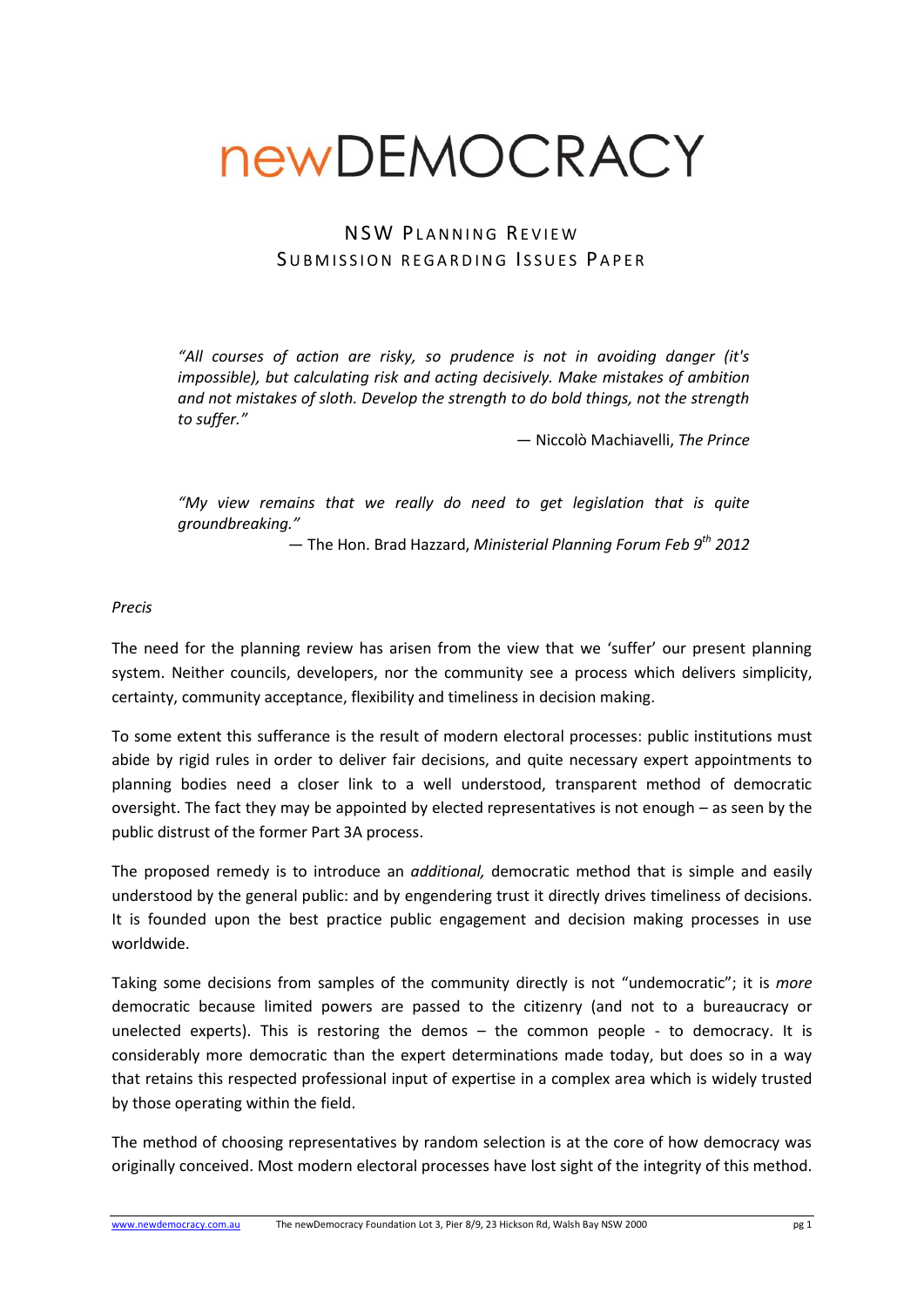# newDEMOCRACY

## NSW Planning Review
## Submission regarding Issues Paper

> *"All courses of action are risky, so prudence is not in avoiding danger (it's impossible), but calculating risk and acting decisively. Make mistakes of ambition and not mistakes of sloth. Develop the strength to do bold things, not the strength to suffer."*
>
> — Niccolò Machiavelli, *The Prince*

> *"My view remains that we really do need to get legislation that is quite groundbreaking."*
>
> — The Hon. Brad Hazzard, *Ministerial Planning Forum Feb 9th 2012*

*Precis*

The need for the planning review has arisen from the view that we 'suffer' our present planning system. Neither councils, developers, nor the community see a process which delivers simplicity, certainty, community acceptance, flexibility and timeliness in decision making.

To some extent this sufferance is the result of modern electoral processes: public institutions must abide by rigid rules in order to deliver fair decisions, and quite necessary expert appointments to planning bodies need a closer link to a well understood, transparent method of democratic oversight. The fact they may be appointed by elected representatives is not enough – as seen by the public distrust of the former Part 3A process.

The proposed remedy is to introduce an *additional,* democratic method that is simple and easily understood by the general public: and by engendering trust it directly drives timeliness of decisions. It is founded upon the best practice public engagement and decision making processes in use worldwide.

Taking some decisions from samples of the community directly is not "undemocratic"; it is *more* democratic because limited powers are passed to the citizenry (and not to a bureaucracy or unelected experts). This is restoring the demos – the common people - to democracy. It is considerably more democratic than the expert determinations made today, but does so in a way that retains this respected professional input of expertise in a complex area which is widely trusted by those operating within the field.

The method of choosing representatives by random selection is at the core of how democracy was originally conceived. Most modern electoral processes have lost sight of the integrity of this method.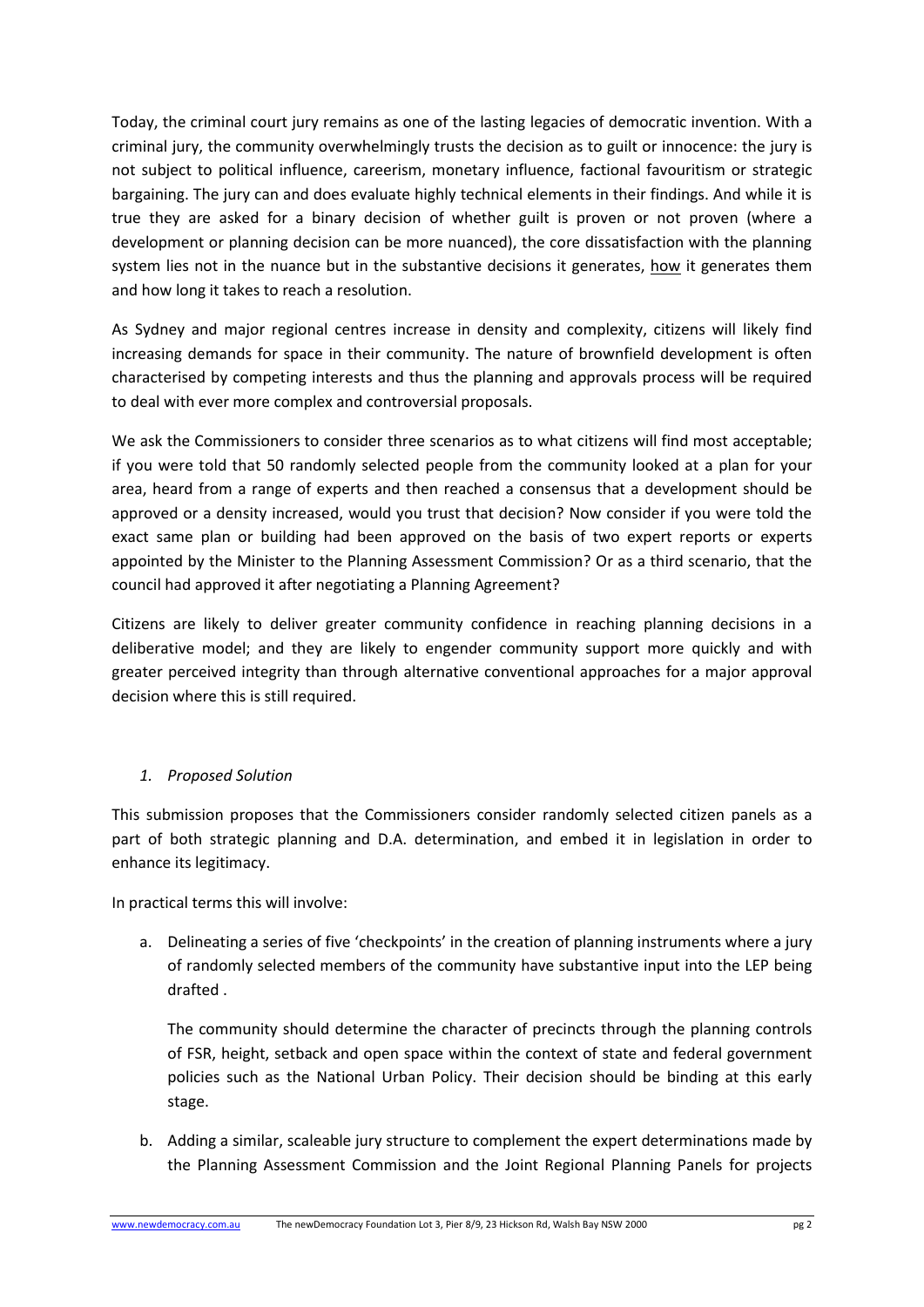Today, the criminal court jury remains as one of the lasting legacies of democratic invention. With a criminal jury, the community overwhelmingly trusts the decision as to guilt or innocence: the jury is not subject to political influence, careerism, monetary influence, factional favouritism or strategic bargaining. The jury can and does evaluate highly technical elements in their findings. And while it is true they are asked for a binary decision of whether guilt is proven or not proven (where a development or planning decision can be more nuanced), the core dissatisfaction with the planning system lies not in the nuance but in the substantive decisions it generates, <u>how</u> it generates them and how long it takes to reach a resolution.

As Sydney and major regional centres increase in density and complexity, citizens will likely find increasing demands for space in their community. The nature of brownfield development is often characterised by competing interests and thus the planning and approvals process will be required to deal with ever more complex and controversial proposals.

We ask the Commissioners to consider three scenarios as to what citizens will find most acceptable; if you were told that 50 randomly selected people from the community looked at a plan for your area, heard from a range of experts and then reached a consensus that a development should be approved or a density increased, would you trust that decision? Now consider if you were told the exact same plan or building had been approved on the basis of two expert reports or experts appointed by the Minister to the Planning Assessment Commission? Or as a third scenario, that the council had approved it after negotiating a Planning Agreement?

Citizens are likely to deliver greater community confidence in reaching planning decisions in a deliberative model; and they are likely to engender community support more quickly and with greater perceived integrity than through alternative conventional approaches for a major approval decision where this is still required.

1. *Proposed Solution*

This submission proposes that the Commissioners consider randomly selected citizen panels as a part of both strategic planning and D.A. determination, and embed it in legislation in order to enhance its legitimacy.

In practical terms this will involve:

a. Delineating a series of five 'checkpoints' in the creation of planning instruments where a jury of randomly selected members of the community have substantive input into the LEP being drafted .

   The community should determine the character of precincts through the planning controls of FSR, height, setback and open space within the context of state and federal government policies such as the National Urban Policy. Their decision should be binding at this early stage.

b. Adding a similar, scaleable jury structure to complement the expert determinations made by the Planning Assessment Commission and the Joint Regional Planning Panels for projects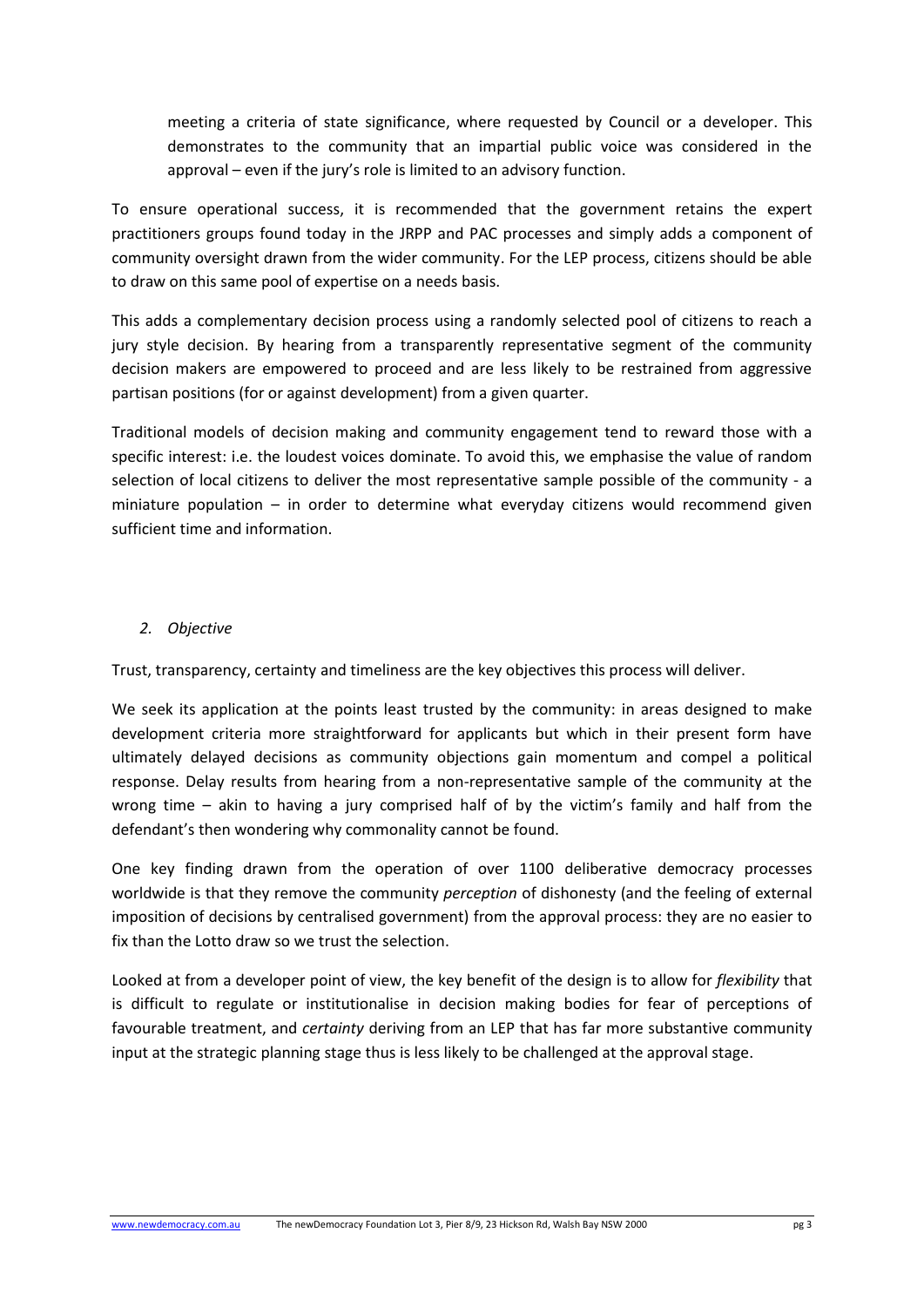meeting a criteria of state significance, where requested by Council or a developer. This demonstrates to the community that an impartial public voice was considered in the approval – even if the jury's role is limited to an advisory function.

To ensure operational success, it is recommended that the government retains the expert practitioners groups found today in the JRPP and PAC processes and simply adds a component of community oversight drawn from the wider community. For the LEP process, citizens should be able to draw on this same pool of expertise on a needs basis.

This adds a complementary decision process using a randomly selected pool of citizens to reach a jury style decision. By hearing from a transparently representative segment of the community decision makers are empowered to proceed and are less likely to be restrained from aggressive partisan positions (for or against development) from a given quarter.

Traditional models of decision making and community engagement tend to reward those with a specific interest: i.e. the loudest voices dominate. To avoid this, we emphasise the value of random selection of local citizens to deliver the most representative sample possible of the community - a miniature population – in order to determine what everyday citizens would recommend given sufficient time and information.

## *2. Objective*

Trust, transparency, certainty and timeliness are the key objectives this process will deliver.

We seek its application at the points least trusted by the community: in areas designed to make development criteria more straightforward for applicants but which in their present form have ultimately delayed decisions as community objections gain momentum and compel a political response. Delay results from hearing from a non-representative sample of the community at the wrong time – akin to having a jury comprised half of by the victim's family and half from the defendant's then wondering why commonality cannot be found.

One key finding drawn from the operation of over 1100 deliberative democracy processes worldwide is that they remove the community *perception* of dishonesty (and the feeling of external imposition of decisions by centralised government) from the approval process: they are no easier to fix than the Lotto draw so we trust the selection.

Looked at from a developer point of view, the key benefit of the design is to allow for *flexibility* that is difficult to regulate or institutionalise in decision making bodies for fear of perceptions of favourable treatment, and *certainty* deriving from an LEP that has far more substantive community input at the strategic planning stage thus is less likely to be challenged at the approval stage.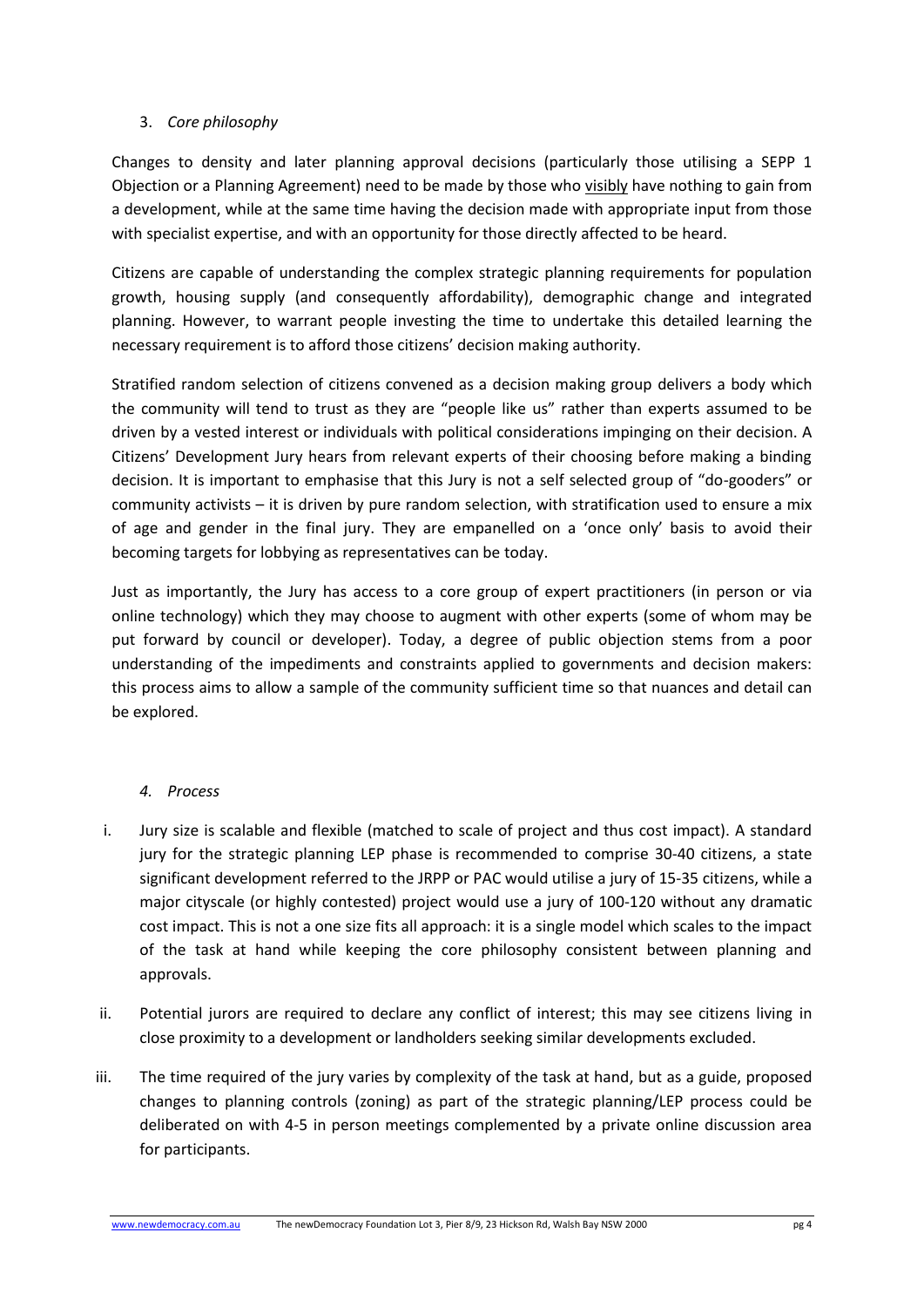### 3. *Core philosophy*

Changes to density and later planning approval decisions (particularly those utilising a SEPP 1 Objection or a Planning Agreement) need to be made by those who <u>visibly</u> have nothing to gain from a development, while at the same time having the decision made with appropriate input from those with specialist expertise, and with an opportunity for those directly affected to be heard.

Citizens are capable of understanding the complex strategic planning requirements for population growth, housing supply (and consequently affordability), demographic change and integrated planning. However, to warrant people investing the time to undertake this detailed learning the necessary requirement is to afford those citizens' decision making authority.

Stratified random selection of citizens convened as a decision making group delivers a body which the community will tend to trust as they are "people like us" rather than experts assumed to be driven by a vested interest or individuals with political considerations impinging on their decision. A Citizens' Development Jury hears from relevant experts of their choosing before making a binding decision. It is important to emphasise that this Jury is not a self selected group of "do-gooders" or community activists – it is driven by pure random selection, with stratification used to ensure a mix of age and gender in the final jury. They are empanelled on a 'once only' basis to avoid their becoming targets for lobbying as representatives can be today.

Just as importantly, the Jury has access to a core group of expert practitioners (in person or via online technology) which they may choose to augment with other experts (some of whom may be put forward by council or developer). Today, a degree of public objection stems from a poor understanding of the impediments and constraints applied to governments and decision makers: this process aims to allow a sample of the community sufficient time so that nuances and detail can be explored.

### *4. Process*

i. Jury size is scalable and flexible (matched to scale of project and thus cost impact). A standard jury for the strategic planning LEP phase is recommended to comprise 30-40 citizens, a state significant development referred to the JRPP or PAC would utilise a jury of 15-35 citizens, while a major cityscale (or highly contested) project would use a jury of 100-120 without any dramatic cost impact. This is not a one size fits all approach: it is a single model which scales to the impact of the task at hand while keeping the core philosophy consistent between planning and approvals.

ii. Potential jurors are required to declare any conflict of interest; this may see citizens living in close proximity to a development or landholders seeking similar developments excluded.

iii. The time required of the jury varies by complexity of the task at hand, but as a guide, proposed changes to planning controls (zoning) as part of the strategic planning/LEP process could be deliberated on with 4-5 in person meetings complemented by a private online discussion area for participants.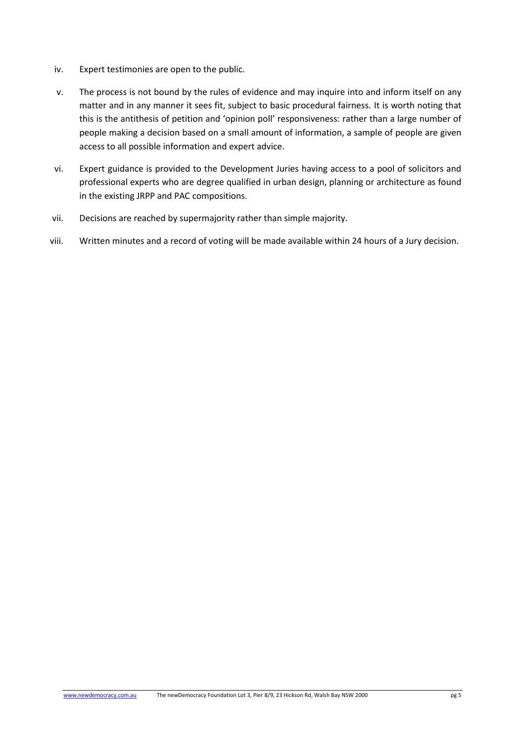iv. Expert testimonies are open to the public.

v. The process is not bound by the rules of evidence and may inquire into and inform itself on any matter and in any manner it sees fit, subject to basic procedural fairness. It is worth noting that this is the antithesis of petition and 'opinion poll' responsiveness: rather than a large number of people making a decision based on a small amount of information, a sample of people are given access to all possible information and expert advice.

vi. Expert guidance is provided to the Development Juries having access to a pool of solicitors and professional experts who are degree qualified in urban design, planning or architecture as found in the existing JRPP and PAC compositions.

vii. Decisions are reached by supermajority rather than simple majority.

viii. Written minutes and a record of voting will be made available within 24 hours of a Jury decision.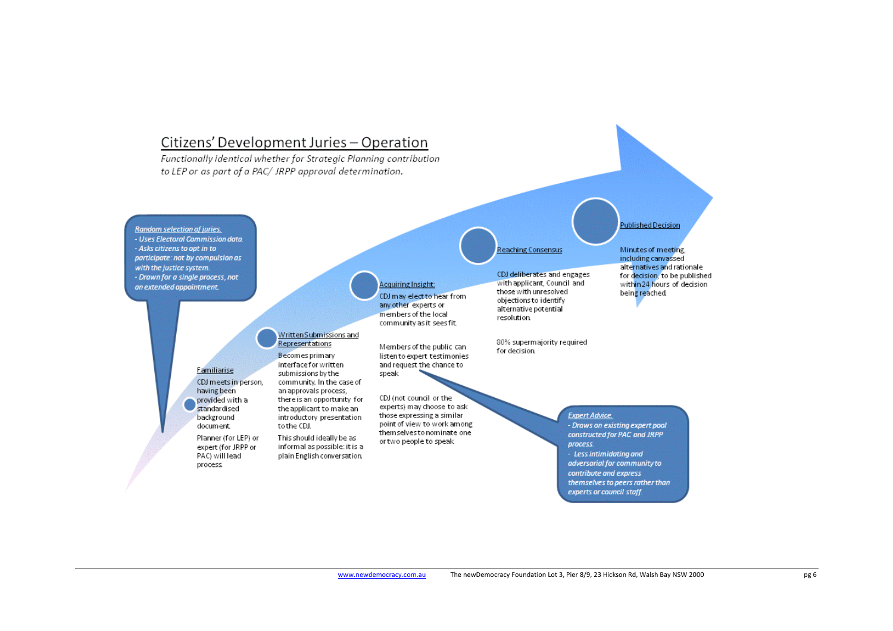## Citizens' Development Juries – Operation

*Functionally identical whether for Strategic Planning contribution to LEP or as part of a PAC/ JRPP approval determination.*

***Random selection of juries.***
*- Uses Electoral Commission data.*
*- Asks citizens to opt in to participate: not by compulsion as with the justice system.*
*- Drawn for a single process, not an extended appointment.*

**Familiarise**

CDJ meets in person, having been provided with a standardised background document.

Planner (for LEP) or expert (for JRPP or PAC) will lead process.

**Written Submissions and Representations**

Becomes primary interface for written submissions by the community. In the case of an approvals process, there is an opportunity for the applicant to make an introductory presentation to the CDJ.

This should ideally be as informal as possible: it is a plain English conversation.

**Acquiring Insight:**

CDJ may elect to hear from any other experts or members of the local community as it sees fit.

Members of the public can listen to expert testimonies and request the chance to speak

CDJ (not council or the experts) may choose to ask those expressing a similar point of view to work among themselves to nominate one or two people to speak

***Expert Advice.***
*- Draws on existing expert pool constructed for PAC and JRPP process.*
*- Less intimidating and adversarial for community to contribute and express themselves to peers rather than experts or council staff.*

**Reaching Consensus**

CDJ deliberates and engages with applicant, Council and those with unresolved objections to identify alternative potential resolution.

80% supermajority required for decision.

**Published Decision**

Minutes of meeting, including canvassed alternatives and rationale for decision, to be published within 24 hours of decision being reached.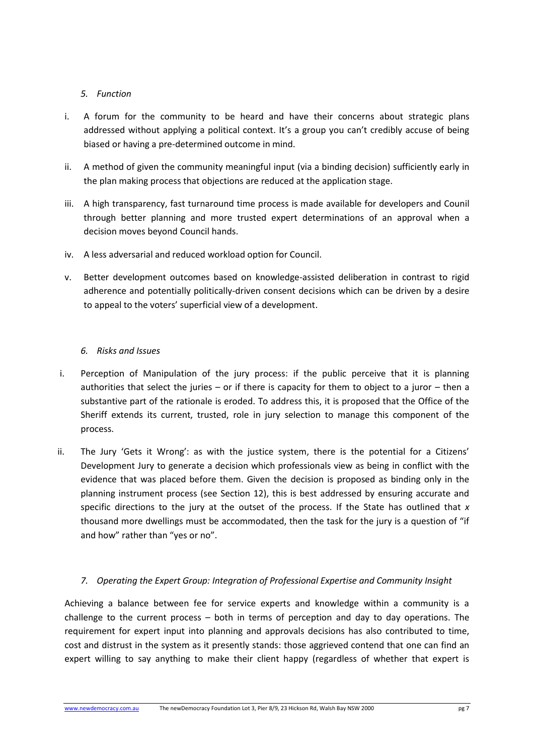*5. Function*

i. A forum for the community to be heard and have their concerns about strategic plans addressed without applying a political context. It's a group you can't credibly accuse of being biased or having a pre-determined outcome in mind.

ii. A method of given the community meaningful input (via a binding decision) sufficiently early in the plan making process that objections are reduced at the application stage.

iii. A high transparency, fast turnaround time process is made available for developers and Counil through better planning and more trusted expert determinations of an approval when a decision moves beyond Council hands.

iv. A less adversarial and reduced workload option for Council.

v. Better development outcomes based on knowledge-assisted deliberation in contrast to rigid adherence and potentially politically-driven consent decisions which can be driven by a desire to appeal to the voters' superficial view of a development.

*6. Risks and Issues*

i. Perception of Manipulation of the jury process: if the public perceive that it is planning authorities that select the juries – or if there is capacity for them to object to a juror – then a substantive part of the rationale is eroded. To address this, it is proposed that the Office of the Sheriff extends its current, trusted, role in jury selection to manage this component of the process.

ii. The Jury 'Gets it Wrong': as with the justice system, there is the potential for a Citizens' Development Jury to generate a decision which professionals view as being in conflict with the evidence that was placed before them. Given the decision is proposed as binding only in the planning instrument process (see Section 12), this is best addressed by ensuring accurate and specific directions to the jury at the outset of the process. If the State has outlined that *x* thousand more dwellings must be accommodated, then the task for the jury is a question of "if and how" rather than "yes or no".

*7. Operating the Expert Group: Integration of Professional Expertise and Community Insight*

Achieving a balance between fee for service experts and knowledge within a community is a challenge to the current process – both in terms of perception and day to day operations. The requirement for expert input into planning and approvals decisions has also contributed to time, cost and distrust in the system as it presently stands: those aggrieved contend that one can find an expert willing to say anything to make their client happy (regardless of whether that expert is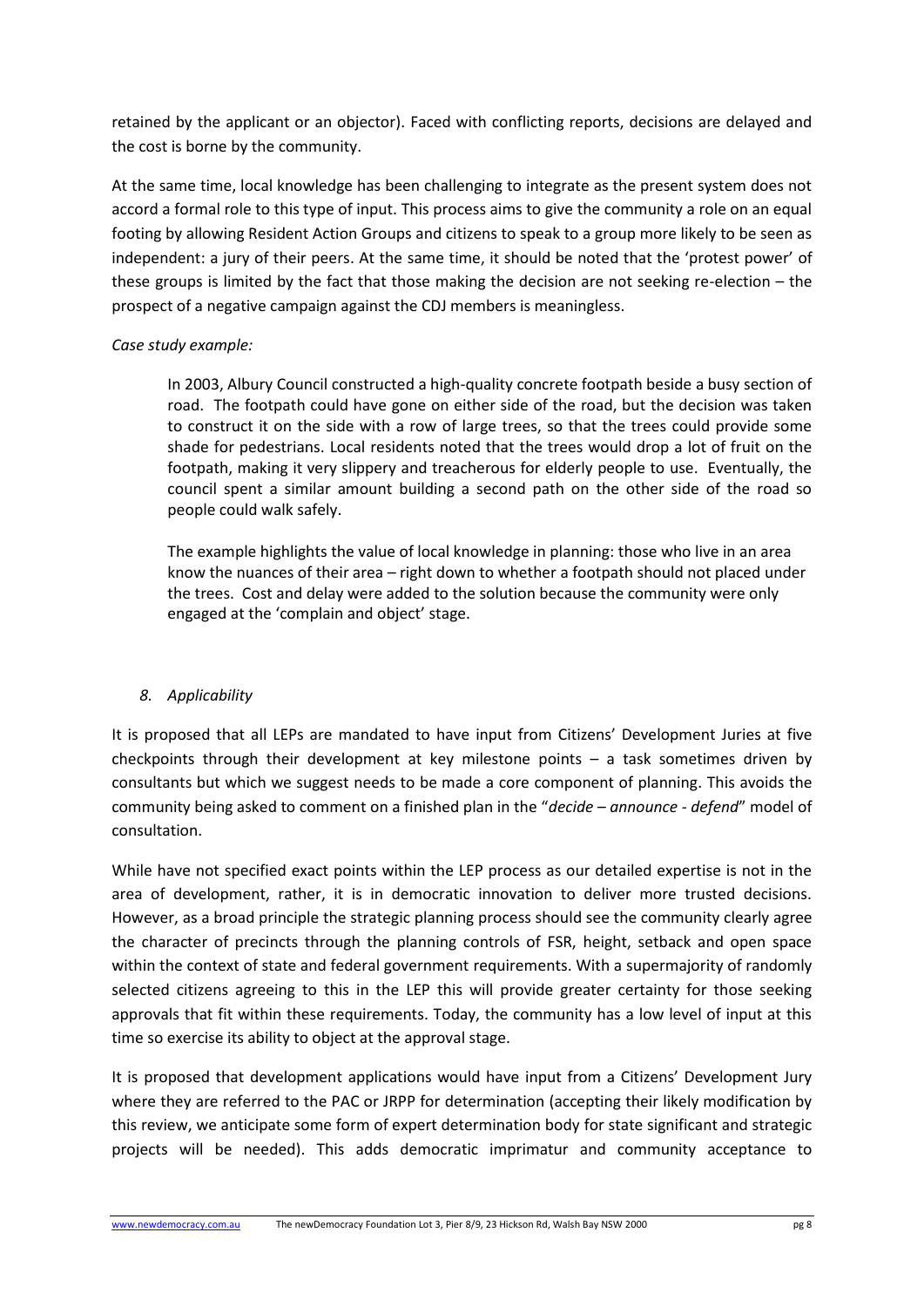retained by the applicant or an objector). Faced with conflicting reports, decisions are delayed and the cost is borne by the community.

At the same time, local knowledge has been challenging to integrate as the present system does not accord a formal role to this type of input. This process aims to give the community a role on an equal footing by allowing Resident Action Groups and citizens to speak to a group more likely to be seen as independent: a jury of their peers. At the same time, it should be noted that the 'protest power' of these groups is limited by the fact that those making the decision are not seeking re-election – the prospect of a negative campaign against the CDJ members is meaningless.

*Case study example:*

> In 2003, Albury Council constructed a high-quality concrete footpath beside a busy section of road. The footpath could have gone on either side of the road, but the decision was taken to construct it on the side with a row of large trees, so that the trees could provide some shade for pedestrians. Local residents noted that the trees would drop a lot of fruit on the footpath, making it very slippery and treacherous for elderly people to use. Eventually, the council spent a similar amount building a second path on the other side of the road so people could walk safely.
>
> The example highlights the value of local knowledge in planning: those who live in an area know the nuances of their area – right down to whether a footpath should not placed under the trees. Cost and delay were added to the solution because the community were only engaged at the 'complain and object' stage.

### *8. Applicability*

It is proposed that all LEPs are mandated to have input from Citizens' Development Juries at five checkpoints through their development at key milestone points – a task sometimes driven by consultants but which we suggest needs to be made a core component of planning. This avoids the community being asked to comment on a finished plan in the "*decide – announce - defend*" model of consultation.

While have not specified exact points within the LEP process as our detailed expertise is not in the area of development, rather, it is in democratic innovation to deliver more trusted decisions. However, as a broad principle the strategic planning process should see the community clearly agree the character of precincts through the planning controls of FSR, height, setback and open space within the context of state and federal government requirements. With a supermajority of randomly selected citizens agreeing to this in the LEP this will provide greater certainty for those seeking approvals that fit within these requirements. Today, the community has a low level of input at this time so exercise its ability to object at the approval stage.

It is proposed that development applications would have input from a Citizens' Development Jury where they are referred to the PAC or JRPP for determination (accepting their likely modification by this review, we anticipate some form of expert determination body for state significant and strategic projects will be needed). This adds democratic imprimatur and community acceptance to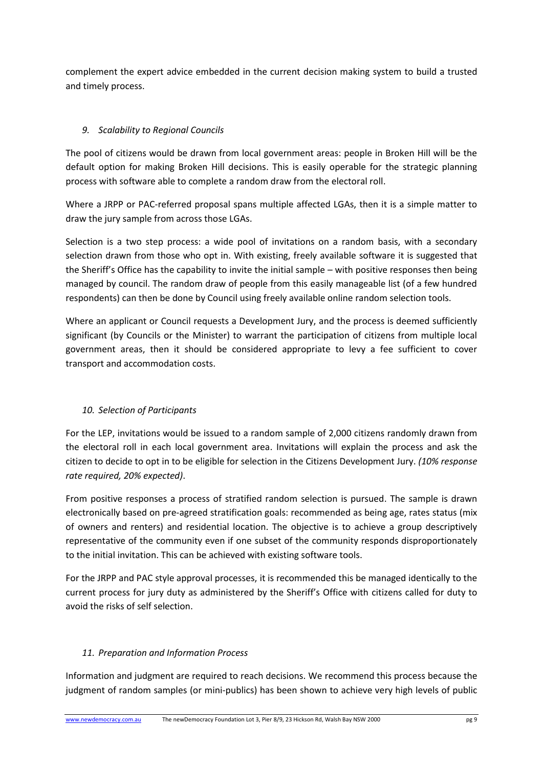complement the expert advice embedded in the current decision making system to build a trusted and timely process.

### *9. Scalability to Regional Councils*

The pool of citizens would be drawn from local government areas: people in Broken Hill will be the default option for making Broken Hill decisions. This is easily operable for the strategic planning process with software able to complete a random draw from the electoral roll.

Where a JRPP or PAC-referred proposal spans multiple affected LGAs, then it is a simple matter to draw the jury sample from across those LGAs.

Selection is a two step process: a wide pool of invitations on a random basis, with a secondary selection drawn from those who opt in. With existing, freely available software it is suggested that the Sheriff's Office has the capability to invite the initial sample – with positive responses then being managed by council. The random draw of people from this easily manageable list (of a few hundred respondents) can then be done by Council using freely available online random selection tools.

Where an applicant or Council requests a Development Jury, and the process is deemed sufficiently significant (by Councils or the Minister) to warrant the participation of citizens from multiple local government areas, then it should be considered appropriate to levy a fee sufficient to cover transport and accommodation costs.

### *10. Selection of Participants*

For the LEP, invitations would be issued to a random sample of 2,000 citizens randomly drawn from the electoral roll in each local government area. Invitations will explain the process and ask the citizen to decide to opt in to be eligible for selection in the Citizens Development Jury. *(10% response rate required, 20% expected)*.

From positive responses a process of stratified random selection is pursued. The sample is drawn electronically based on pre-agreed stratification goals: recommended as being age, rates status (mix of owners and renters) and residential location. The objective is to achieve a group descriptively representative of the community even if one subset of the community responds disproportionately to the initial invitation. This can be achieved with existing software tools.

For the JRPP and PAC style approval processes, it is recommended this be managed identically to the current process for jury duty as administered by the Sheriff's Office with citizens called for duty to avoid the risks of self selection.

### *11. Preparation and Information Process*

Information and judgment are required to reach decisions. We recommend this process because the judgment of random samples (or mini-publics) has been shown to achieve very high levels of public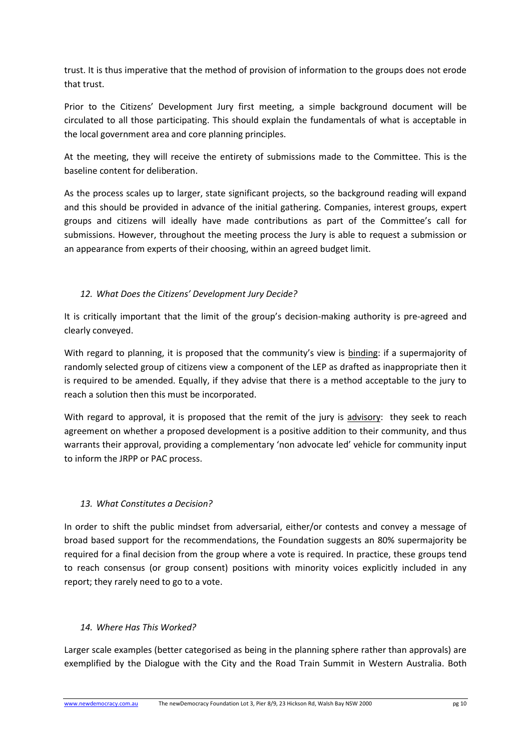trust. It is thus imperative that the method of provision of information to the groups does not erode that trust.

Prior to the Citizens' Development Jury first meeting, a simple background document will be circulated to all those participating. This should explain the fundamentals of what is acceptable in the local government area and core planning principles.

At the meeting, they will receive the entirety of submissions made to the Committee. This is the baseline content for deliberation.

As the process scales up to larger, state significant projects, so the background reading will expand and this should be provided in advance of the initial gathering. Companies, interest groups, expert groups and citizens will ideally have made contributions as part of the Committee's call for submissions. However, throughout the meeting process the Jury is able to request a submission or an appearance from experts of their choosing, within an agreed budget limit.

### *12. What Does the Citizens' Development Jury Decide?*

It is critically important that the limit of the group's decision-making authority is pre-agreed and clearly conveyed.

With regard to planning, it is proposed that the community's view is binding: if a supermajority of randomly selected group of citizens view a component of the LEP as drafted as inappropriate then it is required to be amended. Equally, if they advise that there is a method acceptable to the jury to reach a solution then this must be incorporated.

With regard to approval, it is proposed that the remit of the jury is advisory: they seek to reach agreement on whether a proposed development is a positive addition to their community, and thus warrants their approval, providing a complementary 'non advocate led' vehicle for community input to inform the JRPP or PAC process.

### *13. What Constitutes a Decision?*

In order to shift the public mindset from adversarial, either/or contests and convey a message of broad based support for the recommendations, the Foundation suggests an 80% supermajority be required for a final decision from the group where a vote is required. In practice, these groups tend to reach consensus (or group consent) positions with minority voices explicitly included in any report; they rarely need to go to a vote.

### *14. Where Has This Worked?*

Larger scale examples (better categorised as being in the planning sphere rather than approvals) are exemplified by the Dialogue with the City and the Road Train Summit in Western Australia. Both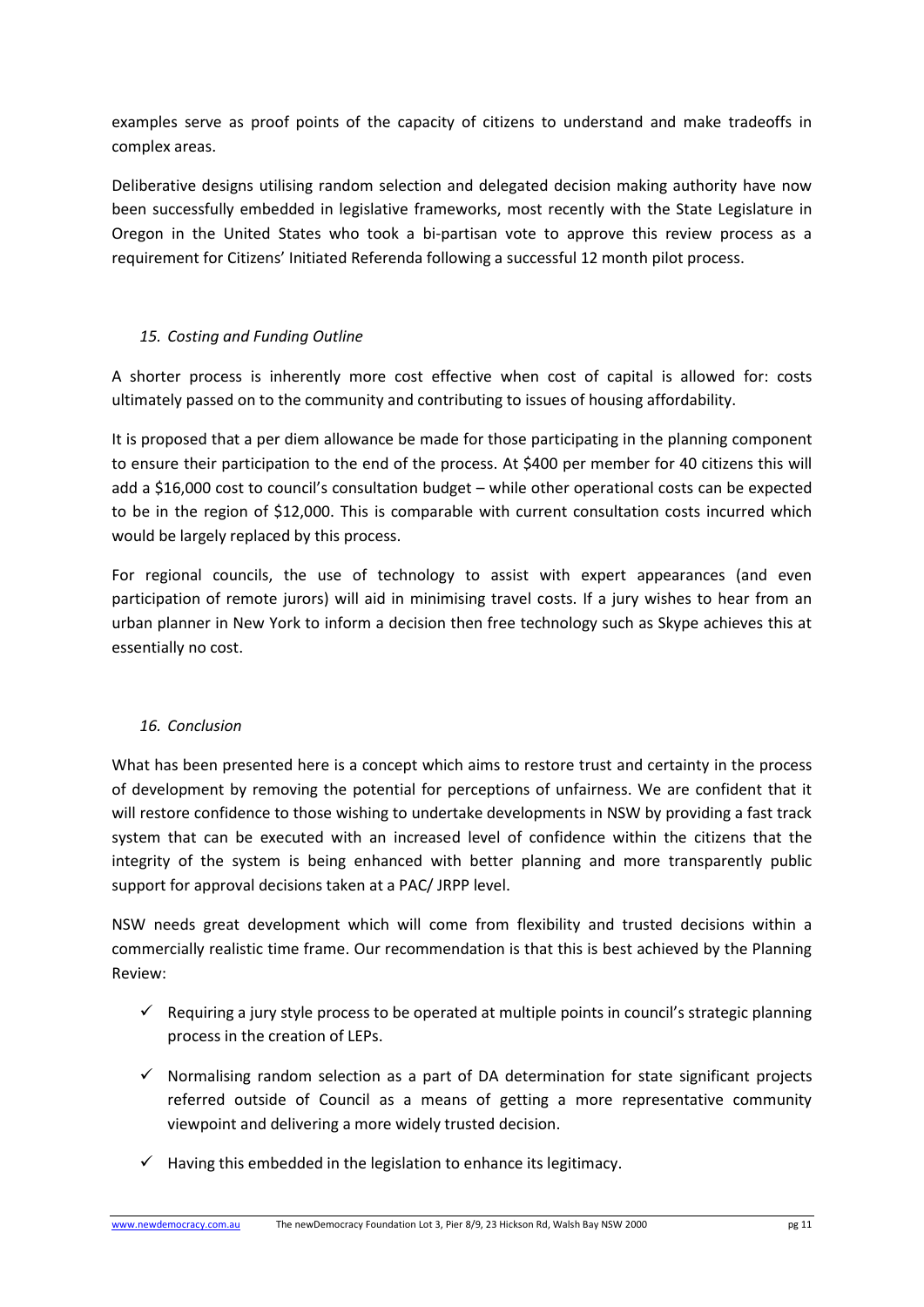examples serve as proof points of the capacity of citizens to understand and make tradeoffs in complex areas.

Deliberative designs utilising random selection and delegated decision making authority have now been successfully embedded in legislative frameworks, most recently with the State Legislature in Oregon in the United States who took a bi-partisan vote to approve this review process as a requirement for Citizens' Initiated Referenda following a successful 12 month pilot process.

### *15. Costing and Funding Outline*

A shorter process is inherently more cost effective when cost of capital is allowed for: costs ultimately passed on to the community and contributing to issues of housing affordability.

It is proposed that a per diem allowance be made for those participating in the planning component to ensure their participation to the end of the process. At $400 per member for 40 citizens this will add a $16,000 cost to council's consultation budget – while other operational costs can be expected to be in the region of $12,000. This is comparable with current consultation costs incurred which would be largely replaced by this process.

For regional councils, the use of technology to assist with expert appearances (and even participation of remote jurors) will aid in minimising travel costs. If a jury wishes to hear from an urban planner in New York to inform a decision then free technology such as Skype achieves this at essentially no cost.

### *16. Conclusion*

What has been presented here is a concept which aims to restore trust and certainty in the process of development by removing the potential for perceptions of unfairness. We are confident that it will restore confidence to those wishing to undertake developments in NSW by providing a fast track system that can be executed with an increased level of confidence within the citizens that the integrity of the system is being enhanced with better planning and more transparently public support for approval decisions taken at a PAC/ JRPP level.

NSW needs great development which will come from flexibility and trusted decisions within a commercially realistic time frame. Our recommendation is that this is best achieved by the Planning Review:

- ✓ Requiring a jury style process to be operated at multiple points in council's strategic planning process in the creation of LEPs.
- ✓ Normalising random selection as a part of DA determination for state significant projects referred outside of Council as a means of getting a more representative community viewpoint and delivering a more widely trusted decision.
- ✓ Having this embedded in the legislation to enhance its legitimacy.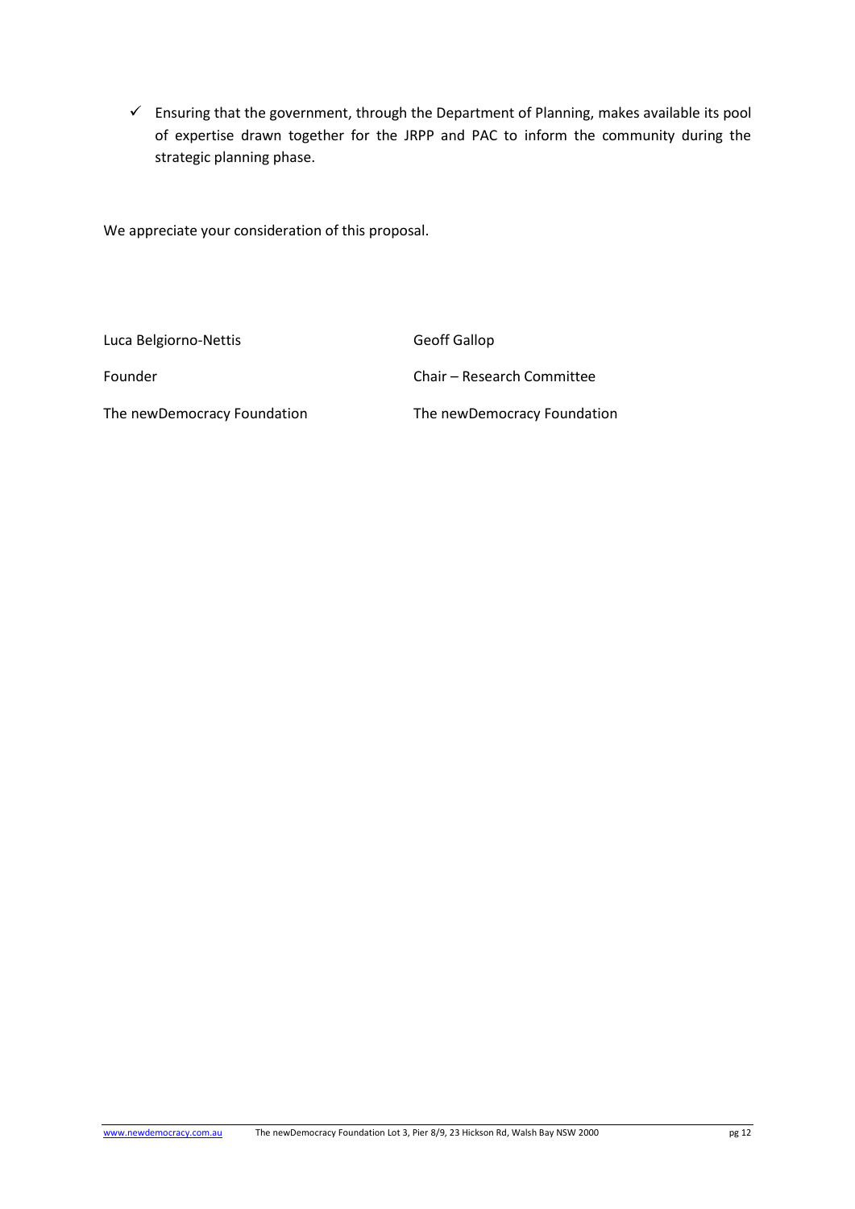- ✓ Ensuring that the government, through the Department of Planning, makes available its pool of expertise drawn together for the JRPP and PAC to inform the community during the strategic planning phase.

We appreciate your consideration of this proposal.

| | |
|---|---|
| Luca Belgiorno-Nettis | Geoff Gallop |
| Founder | Chair – Research Committee |
| The newDemocracy Foundation | The newDemocracy Foundation |